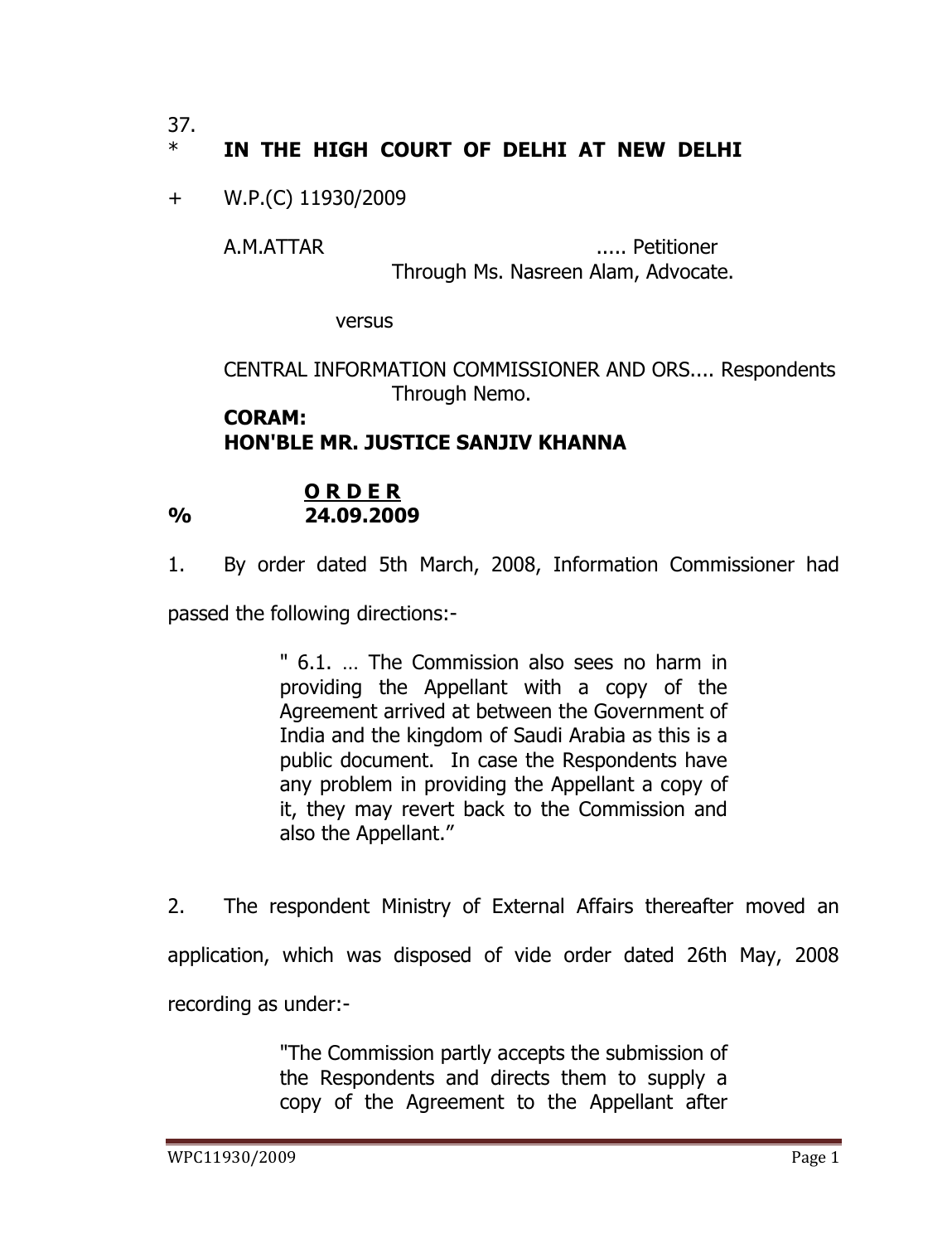37.

\* **IN THE HIGH COURT OF DELHI AT NEW DELHI**

\+ W.P.(C) 11930/2009

A.M.ATTAR ..... Petitioner
Through Ms. Nasreen Alam, Advocate.

versus

CENTRAL INFORMATION COMMISSIONER AND ORS.... Respondents
Through Nemo.

**CORAM:**
**HON'BLE MR. JUSTICE SANJIV KHANNA**

**O R D E R**

**% 24.09.2009**

1. By order dated 5th March, 2008, Information Commissioner had passed the following directions:-

> " 6.1. … The Commission also sees no harm in providing the Appellant with a copy of the Agreement arrived at between the Government of India and the kingdom of Saudi Arabia as this is a public document. In case the Respondents have any problem in providing the Appellant a copy of it, they may revert back to the Commission and also the Appellant."

2. The respondent Ministry of External Affairs thereafter moved an application, which was disposed of vide order dated 26th May, 2008 recording as under:-

> "The Commission partly accepts the submission of the Respondents and directs them to supply a copy of the Agreement to the Appellant after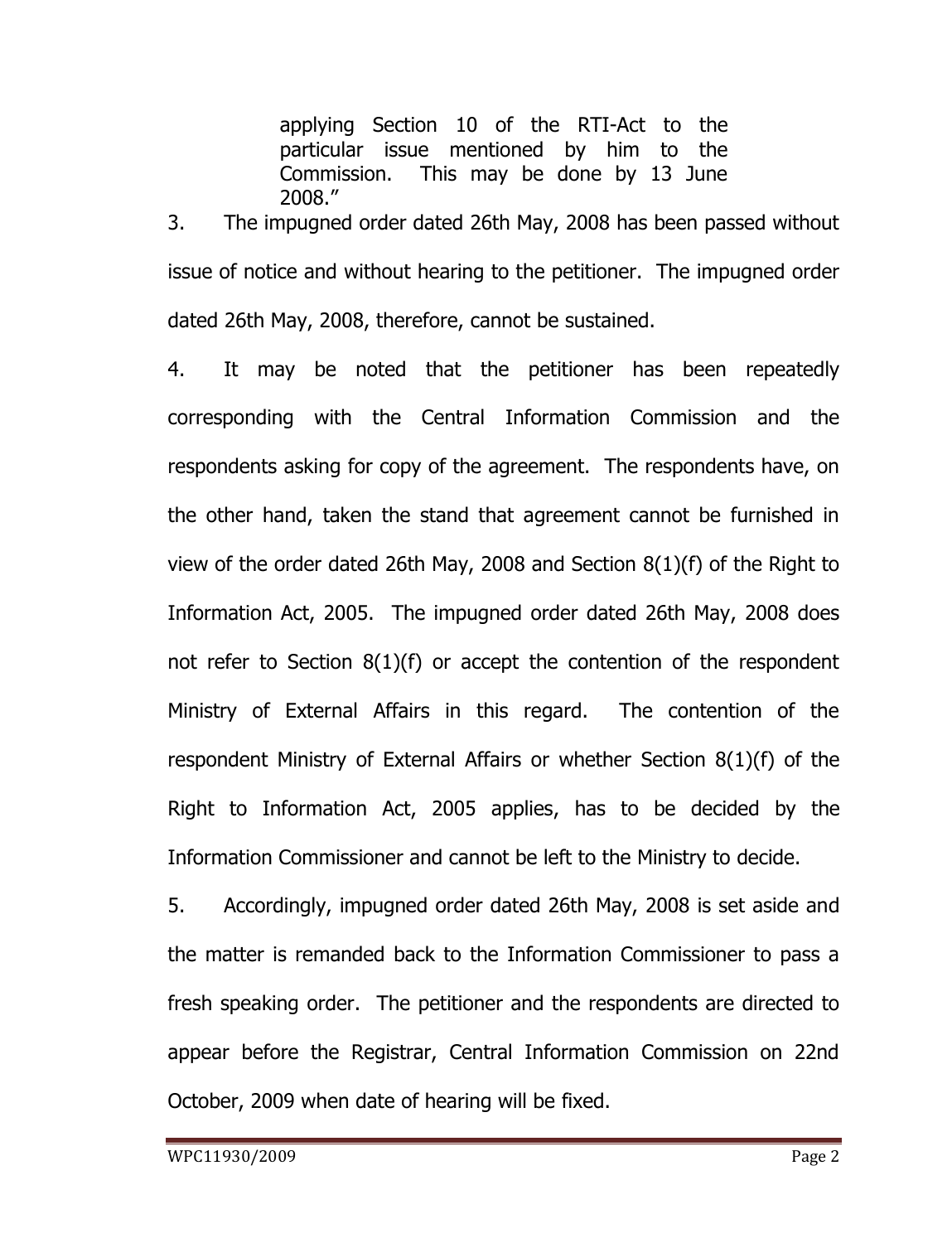> applying Section 10 of the RTI-Act to the particular issue mentioned by him to the Commission. This may be done by 13 June 2008."

3. The impugned order dated 26th May, 2008 has been passed without issue of notice and without hearing to the petitioner. The impugned order dated 26th May, 2008, therefore, cannot be sustained.

4. It may be noted that the petitioner has been repeatedly corresponding with the Central Information Commission and the respondents asking for copy of the agreement. The respondents have, on the other hand, taken the stand that agreement cannot be furnished in view of the order dated 26th May, 2008 and Section 8(1)(f) of the Right to Information Act, 2005. The impugned order dated 26th May, 2008 does not refer to Section 8(1)(f) or accept the contention of the respondent Ministry of External Affairs in this regard. The contention of the respondent Ministry of External Affairs or whether Section 8(1)(f) of the Right to Information Act, 2005 applies, has to be decided by the Information Commissioner and cannot be left to the Ministry to decide.

5. Accordingly, impugned order dated 26th May, 2008 is set aside and the matter is remanded back to the Information Commissioner to pass a fresh speaking order. The petitioner and the respondents are directed to appear before the Registrar, Central Information Commission on 22nd October, 2009 when date of hearing will be fixed.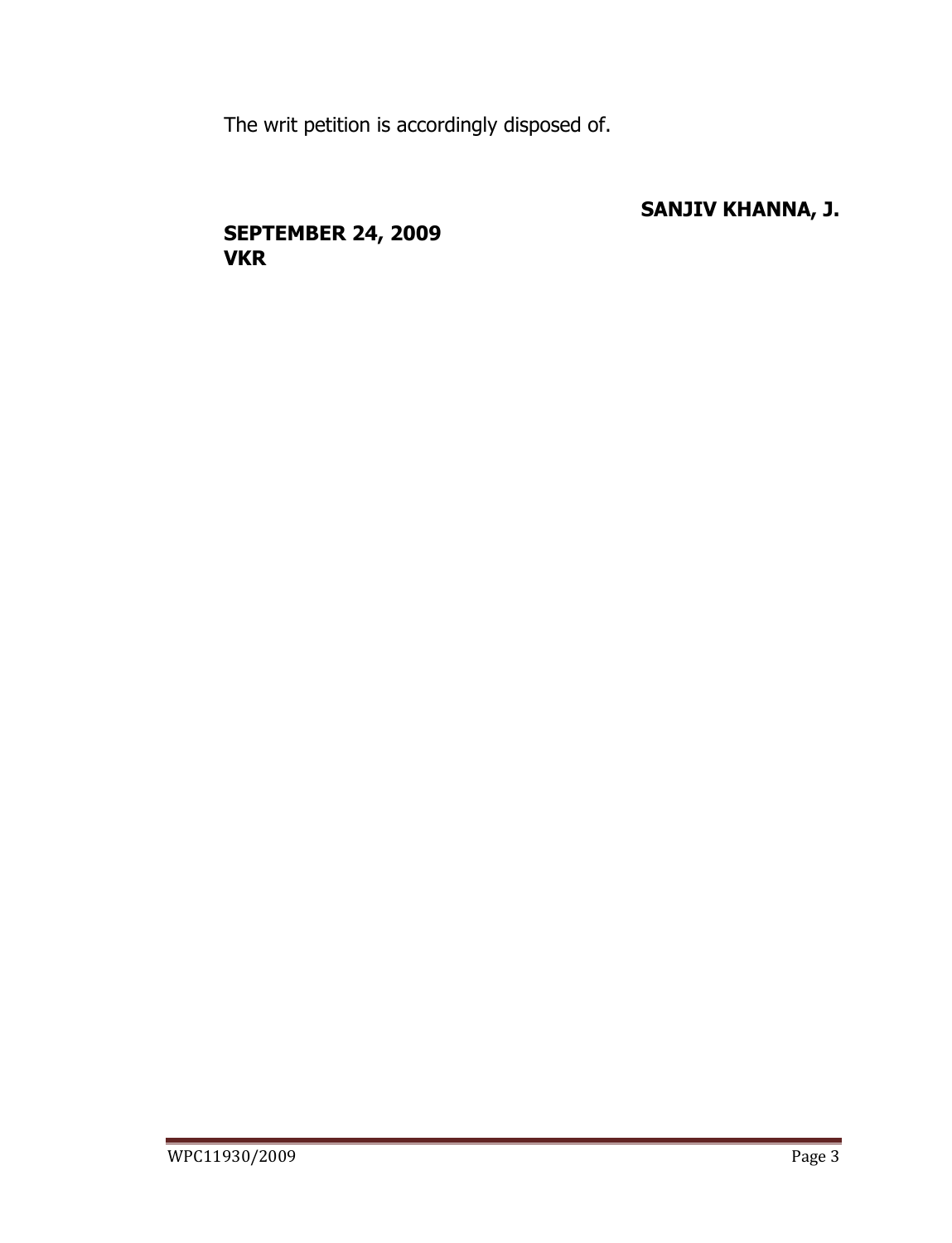The writ petition is accordingly disposed of.

**SANJIV KHANNA, J.**

**SEPTEMBER 24, 2009**
**VKR**